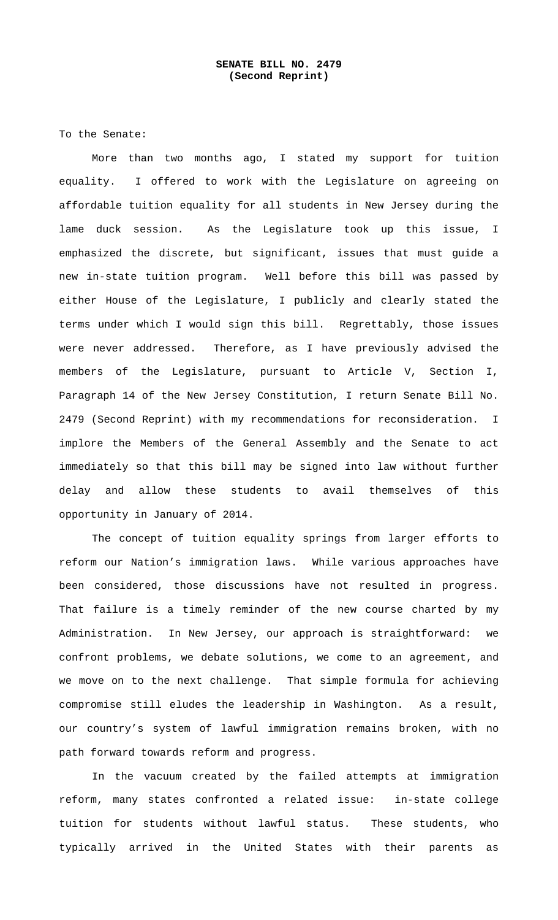**SENATE BILL NO. 2479**
**(Second Reprint)**

To the Senate:

More than two months ago, I stated my support for tuition equality. I offered to work with the Legislature on agreeing on affordable tuition equality for all students in New Jersey during the lame duck session. As the Legislature took up this issue, I emphasized the discrete, but significant, issues that must guide a new in-state tuition program. Well before this bill was passed by either House of the Legislature, I publicly and clearly stated the terms under which I would sign this bill. Regrettably, those issues were never addressed. Therefore, as I have previously advised the members of the Legislature, pursuant to Article V, Section I, Paragraph 14 of the New Jersey Constitution, I return Senate Bill No. 2479 (Second Reprint) with my recommendations for reconsideration. I implore the Members of the General Assembly and the Senate to act immediately so that this bill may be signed into law without further delay and allow these students to avail themselves of this opportunity in January of 2014.

The concept of tuition equality springs from larger efforts to reform our Nation's immigration laws. While various approaches have been considered, those discussions have not resulted in progress. That failure is a timely reminder of the new course charted by my Administration. In New Jersey, our approach is straightforward: we confront problems, we debate solutions, we come to an agreement, and we move on to the next challenge. That simple formula for achieving compromise still eludes the leadership in Washington. As a result, our country's system of lawful immigration remains broken, with no path forward towards reform and progress.

In the vacuum created by the failed attempts at immigration reform, many states confronted a related issue: in-state college tuition for students without lawful status. These students, who typically arrived in the United States with their parents as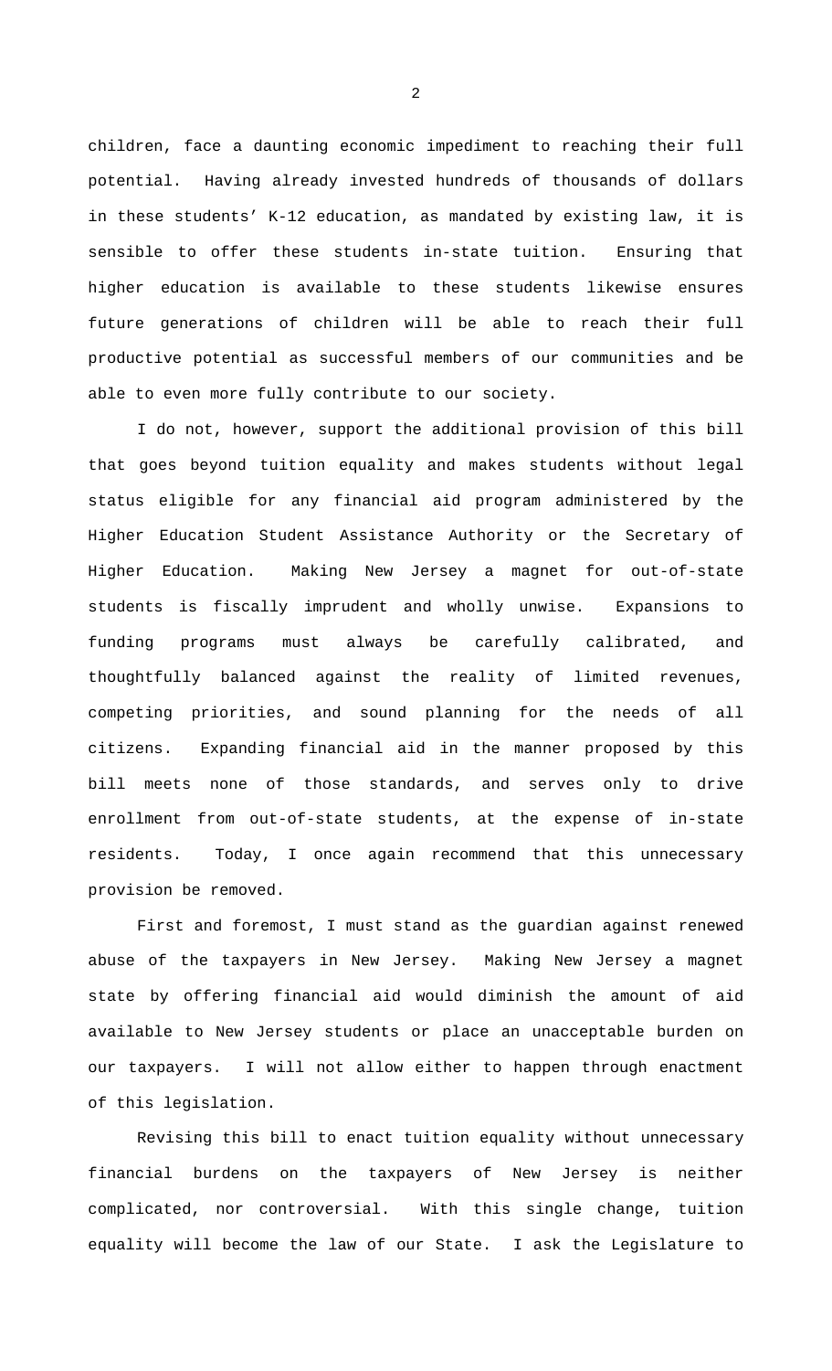children, face a daunting economic impediment to reaching their full potential. Having already invested hundreds of thousands of dollars in these students' K-12 education, as mandated by existing law, it is sensible to offer these students in-state tuition. Ensuring that higher education is available to these students likewise ensures future generations of children will be able to reach their full productive potential as successful members of our communities and be able to even more fully contribute to our society.

I do not, however, support the additional provision of this bill that goes beyond tuition equality and makes students without legal status eligible for any financial aid program administered by the Higher Education Student Assistance Authority or the Secretary of Higher Education. Making New Jersey a magnet for out-of-state students is fiscally imprudent and wholly unwise. Expansions to funding programs must always be carefully calibrated, and thoughtfully balanced against the reality of limited revenues, competing priorities, and sound planning for the needs of all citizens. Expanding financial aid in the manner proposed by this bill meets none of those standards, and serves only to drive enrollment from out-of-state students, at the expense of in-state residents. Today, I once again recommend that this unnecessary provision be removed.

First and foremost, I must stand as the guardian against renewed abuse of the taxpayers in New Jersey. Making New Jersey a magnet state by offering financial aid would diminish the amount of aid available to New Jersey students or place an unacceptable burden on our taxpayers. I will not allow either to happen through enactment of this legislation.

Revising this bill to enact tuition equality without unnecessary financial burdens on the taxpayers of New Jersey is neither complicated, nor controversial. With this single change, tuition equality will become the law of our State. I ask the Legislature to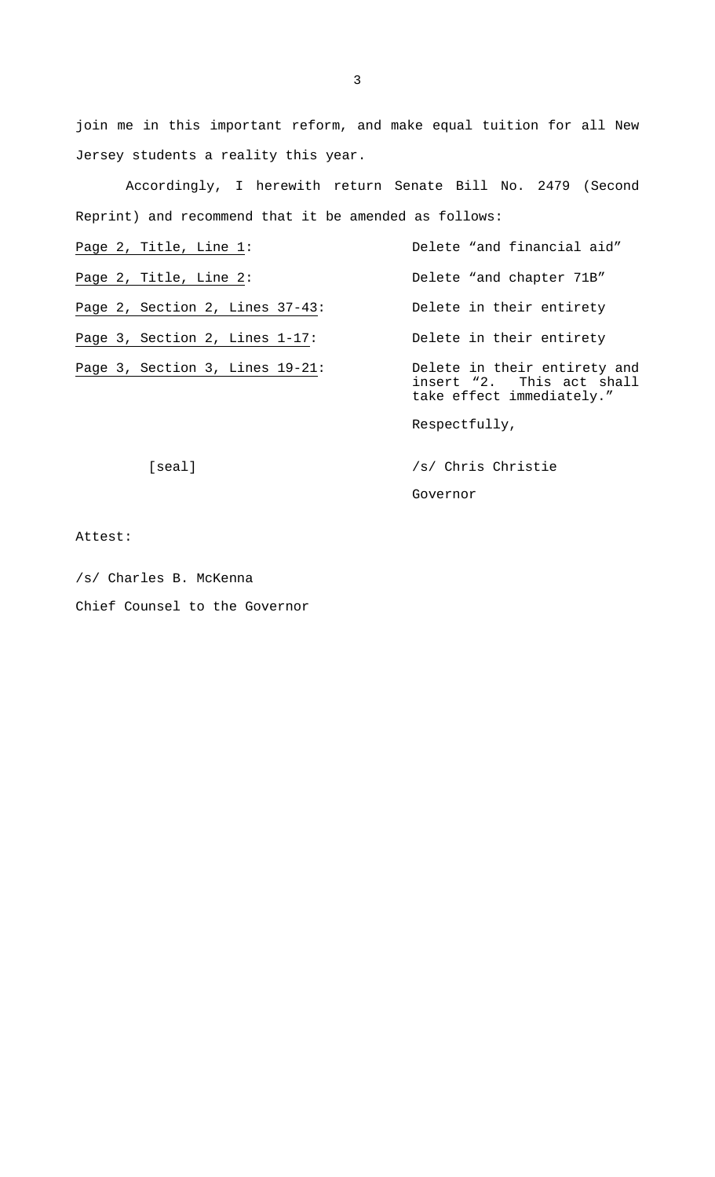join me in this important reform, and make equal tuition for all New Jersey students a reality this year.

Accordingly, I herewith return Senate Bill No. 2479 (Second Reprint) and recommend that it be amended as follows:

| | |
|---|---|
| Page 2, Title, Line 1: | Delete "and financial aid" |
| Page 2, Title, Line 2: | Delete "and chapter 71B" |
| Page 2, Section 2, Lines 37-43: | Delete in their entirety |
| Page 3, Section 2, Lines 1-17: | Delete in their entirety |
| Page 3, Section 3, Lines 19-21: | Delete in their entirety and insert "2. This act shall take effect immediately." |

Respectfully,

[seal]

/s/ Chris Christie

Governor

Attest:

/s/ Charles B. McKenna

Chief Counsel to the Governor